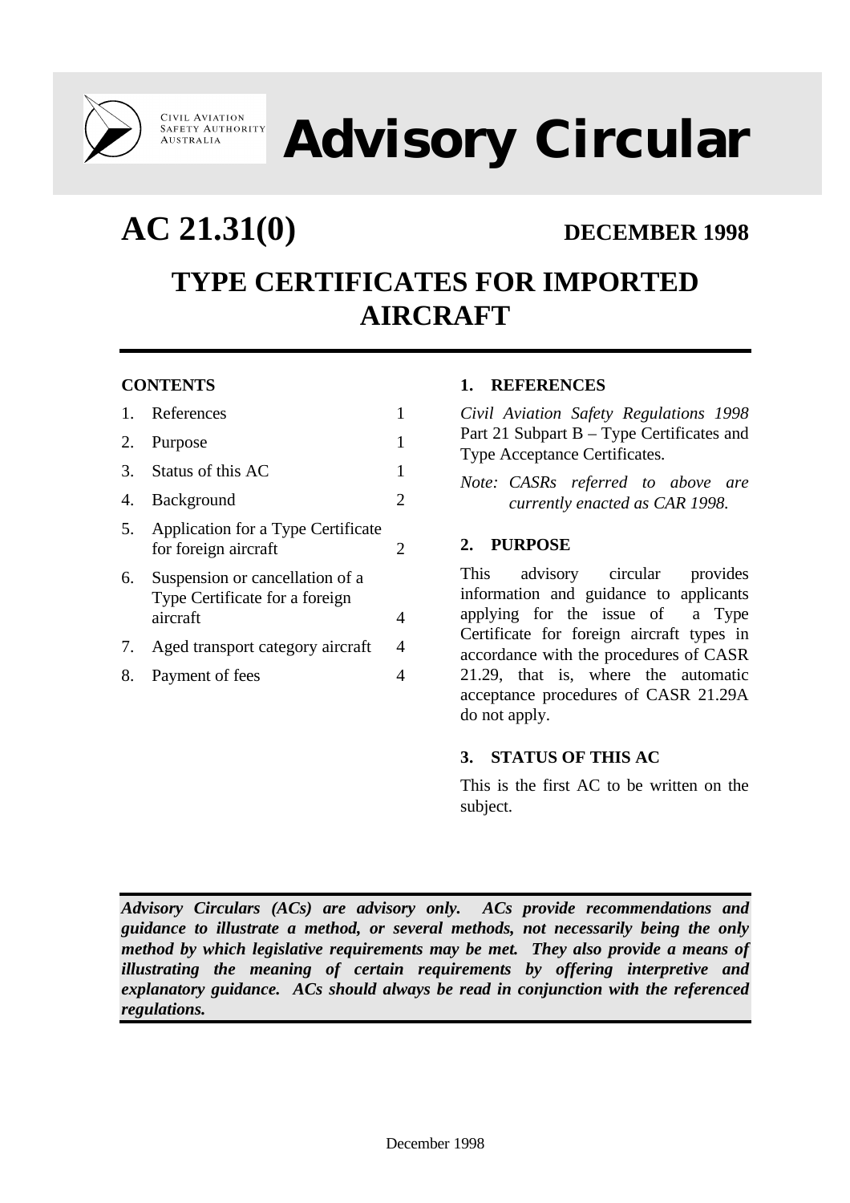CIVIL AVIATION SAFETY AUTHORITY AUSTRALIA

# Advisory Circular

## AC 21.31(0)

**DECEMBER 1998**

# TYPE CERTIFICATES FOR IMPORTED AIRCRAFT

**CONTENTS**

| | | |
|---|---|---|
| 1. | References | 1 |
| 2. | Purpose | 1 |
| 3. | Status of this AC | 1 |
| 4. | Background | 2 |
| 5. | Application for a Type Certificate for foreign aircraft | 2 |
| 6. | Suspension or cancellation of a Type Certificate for a foreign aircraft | 4 |
| 7. | Aged transport category aircraft | 4 |
| 8. | Payment of fees | 4 |

### 1. REFERENCES

*Civil Aviation Safety Regulations 1998* Part 21 Subpart B – Type Certificates and Type Acceptance Certificates.

*Note: CASRs referred to above are currently enacted as CAR 1998.*

### 2. PURPOSE

This advisory circular provides information and guidance to applicants applying for the issue of a Type Certificate for foreign aircraft types in accordance with the procedures of CASR 21.29, that is, where the automatic acceptance procedures of CASR 21.29A do not apply.

### 3. STATUS OF THIS AC

This is the first AC to be written on the subject.

***Advisory Circulars (ACs) are advisory only. ACs provide recommendations and guidance to illustrate a method, or several methods, not necessarily being the only method by which legislative requirements may be met. They also provide a means of illustrating the meaning of certain requirements by offering interpretive and explanatory guidance. ACs should always be read in conjunction with the referenced regulations.***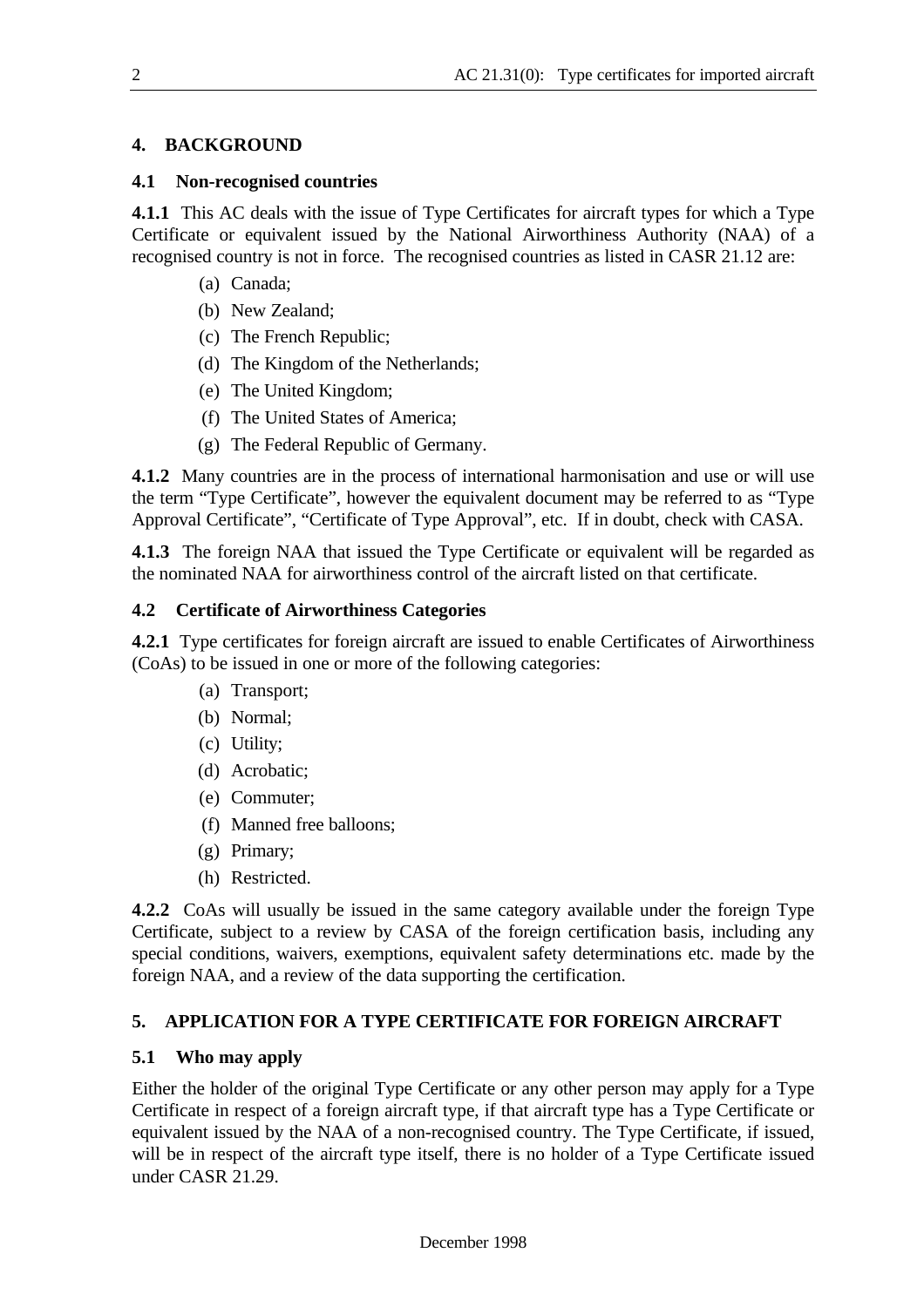## 4. BACKGROUND

### 4.1 Non-recognised countries

**4.1.1** This AC deals with the issue of Type Certificates for aircraft types for which a Type Certificate or equivalent issued by the National Airworthiness Authority (NAA) of a recognised country is not in force. The recognised countries as listed in CASR 21.12 are:

(a) Canada;

(b) New Zealand;

(c) The French Republic;

(d) The Kingdom of the Netherlands;

(e) The United Kingdom;

(f) The United States of America;

(g) The Federal Republic of Germany.

**4.1.2** Many countries are in the process of international harmonisation and use or will use the term "Type Certificate", however the equivalent document may be referred to as "Type Approval Certificate", "Certificate of Type Approval", etc. If in doubt, check with CASA.

**4.1.3** The foreign NAA that issued the Type Certificate or equivalent will be regarded as the nominated NAA for airworthiness control of the aircraft listed on that certificate.

### 4.2 Certificate of Airworthiness Categories

**4.2.1** Type certificates for foreign aircraft are issued to enable Certificates of Airworthiness (CoAs) to be issued in one or more of the following categories:

(a) Transport;

(b) Normal;

(c) Utility;

(d) Acrobatic;

(e) Commuter;

(f) Manned free balloons;

(g) Primary;

(h) Restricted.

**4.2.2** CoAs will usually be issued in the same category available under the foreign Type Certificate, subject to a review by CASA of the foreign certification basis, including any special conditions, waivers, exemptions, equivalent safety determinations etc. made by the foreign NAA, and a review of the data supporting the certification.

## 5. APPLICATION FOR A TYPE CERTIFICATE FOR FOREIGN AIRCRAFT

### 5.1 Who may apply

Either the holder of the original Type Certificate or any other person may apply for a Type Certificate in respect of a foreign aircraft type, if that aircraft type has a Type Certificate or equivalent issued by the NAA of a non-recognised country. The Type Certificate, if issued, will be in respect of the aircraft type itself, there is no holder of a Type Certificate issued under CASR 21.29.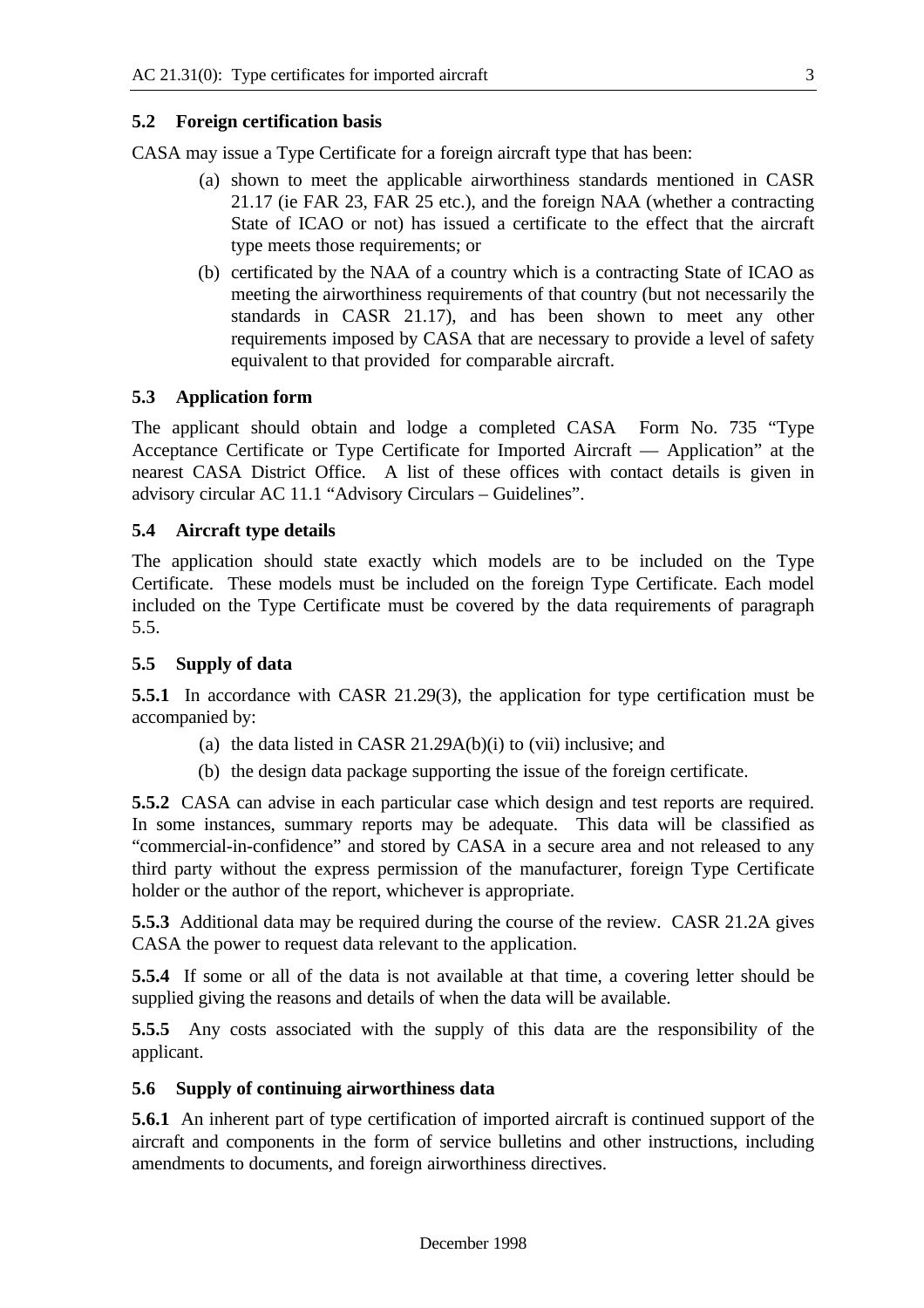### 5.2 Foreign certification basis

CASA may issue a Type Certificate for a foreign aircraft type that has been:

(a) shown to meet the applicable airworthiness standards mentioned in CASR 21.17 (ie FAR 23, FAR 25 etc.), and the foreign NAA (whether a contracting State of ICAO or not) has issued a certificate to the effect that the aircraft type meets those requirements; or

(b) certificated by the NAA of a country which is a contracting State of ICAO as meeting the airworthiness requirements of that country (but not necessarily the standards in CASR 21.17), and has been shown to meet any other requirements imposed by CASA that are necessary to provide a level of safety equivalent to that provided for comparable aircraft.

### 5.3 Application form

The applicant should obtain and lodge a completed CASA Form No. 735 "Type Acceptance Certificate or Type Certificate for Imported Aircraft — Application" at the nearest CASA District Office. A list of these offices with contact details is given in advisory circular AC 11.1 "Advisory Circulars – Guidelines".

### 5.4 Aircraft type details

The application should state exactly which models are to be included on the Type Certificate. These models must be included on the foreign Type Certificate. Each model included on the Type Certificate must be covered by the data requirements of paragraph 5.5.

### 5.5 Supply of data

**5.5.1** In accordance with CASR 21.29(3), the application for type certification must be accompanied by:

(a) the data listed in CASR 21.29A(b)(i) to (vii) inclusive; and

(b) the design data package supporting the issue of the foreign certificate.

**5.5.2** CASA can advise in each particular case which design and test reports are required. In some instances, summary reports may be adequate. This data will be classified as "commercial-in-confidence" and stored by CASA in a secure area and not released to any third party without the express permission of the manufacturer, foreign Type Certificate holder or the author of the report, whichever is appropriate.

**5.5.3** Additional data may be required during the course of the review. CASR 21.2A gives CASA the power to request data relevant to the application.

**5.5.4** If some or all of the data is not available at that time, a covering letter should be supplied giving the reasons and details of when the data will be available.

**5.5.5** Any costs associated with the supply of this data are the responsibility of the applicant.

### 5.6 Supply of continuing airworthiness data

**5.6.1** An inherent part of type certification of imported aircraft is continued support of the aircraft and components in the form of service bulletins and other instructions, including amendments to documents, and foreign airworthiness directives.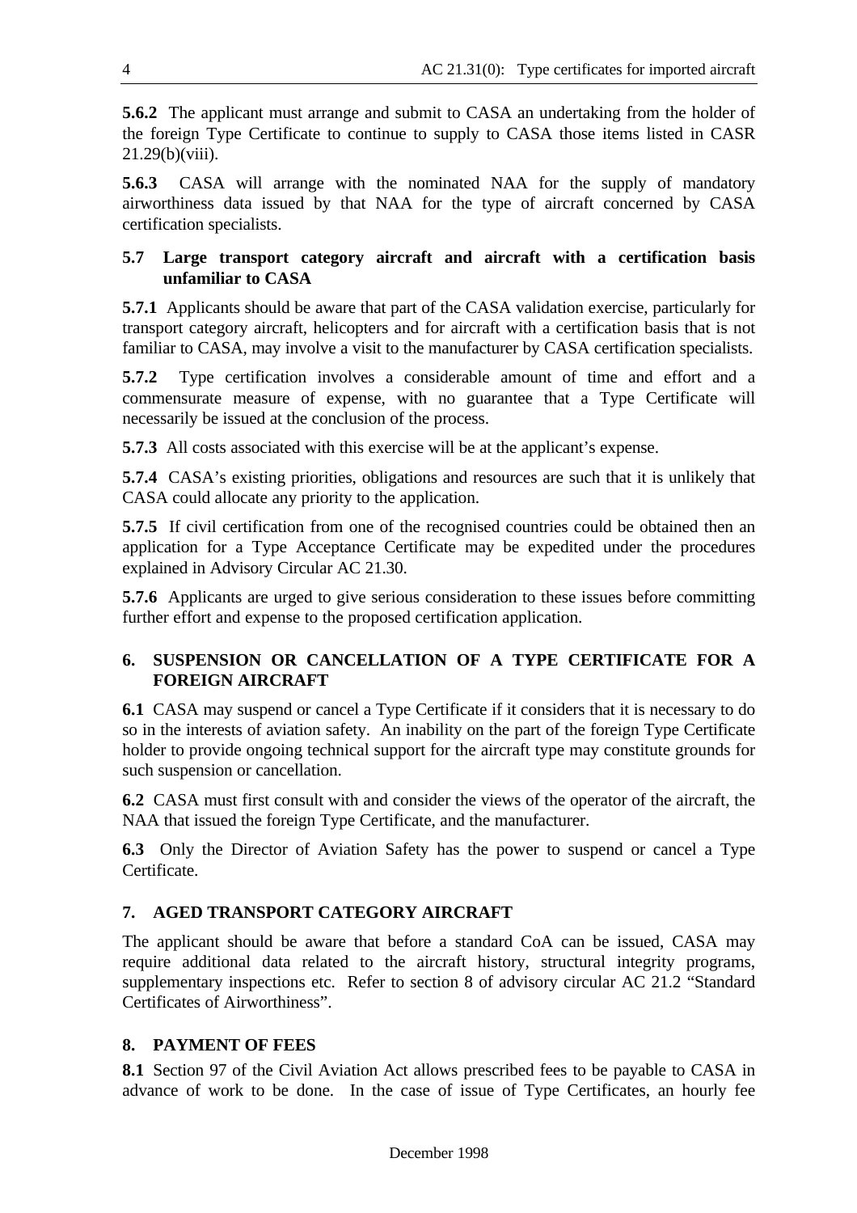**5.6.2** The applicant must arrange and submit to CASA an undertaking from the holder of the foreign Type Certificate to continue to supply to CASA those items listed in CASR 21.29(b)(viii).

**5.6.3** CASA will arrange with the nominated NAA for the supply of mandatory airworthiness data issued by that NAA for the type of aircraft concerned by CASA certification specialists.

### 5.7 Large transport category aircraft and aircraft with a certification basis unfamiliar to CASA

**5.7.1** Applicants should be aware that part of the CASA validation exercise, particularly for transport category aircraft, helicopters and for aircraft with a certification basis that is not familiar to CASA, may involve a visit to the manufacturer by CASA certification specialists.

**5.7.2** Type certification involves a considerable amount of time and effort and a commensurate measure of expense, with no guarantee that a Type Certificate will necessarily be issued at the conclusion of the process.

**5.7.3** All costs associated with this exercise will be at the applicant's expense.

**5.7.4** CASA's existing priorities, obligations and resources are such that it is unlikely that CASA could allocate any priority to the application.

**5.7.5** If civil certification from one of the recognised countries could be obtained then an application for a Type Acceptance Certificate may be expedited under the procedures explained in Advisory Circular AC 21.30.

**5.7.6** Applicants are urged to give serious consideration to these issues before committing further effort and expense to the proposed certification application.

## 6. SUSPENSION OR CANCELLATION OF A TYPE CERTIFICATE FOR A FOREIGN AIRCRAFT

**6.1** CASA may suspend or cancel a Type Certificate if it considers that it is necessary to do so in the interests of aviation safety. An inability on the part of the foreign Type Certificate holder to provide ongoing technical support for the aircraft type may constitute grounds for such suspension or cancellation.

**6.2** CASA must first consult with and consider the views of the operator of the aircraft, the NAA that issued the foreign Type Certificate, and the manufacturer.

**6.3** Only the Director of Aviation Safety has the power to suspend or cancel a Type Certificate.

## 7. AGED TRANSPORT CATEGORY AIRCRAFT

The applicant should be aware that before a standard CoA can be issued, CASA may require additional data related to the aircraft history, structural integrity programs, supplementary inspections etc. Refer to section 8 of advisory circular AC 21.2 "Standard Certificates of Airworthiness".

## 8. PAYMENT OF FEES

**8.1** Section 97 of the Civil Aviation Act allows prescribed fees to be payable to CASA in advance of work to be done. In the case of issue of Type Certificates, an hourly fee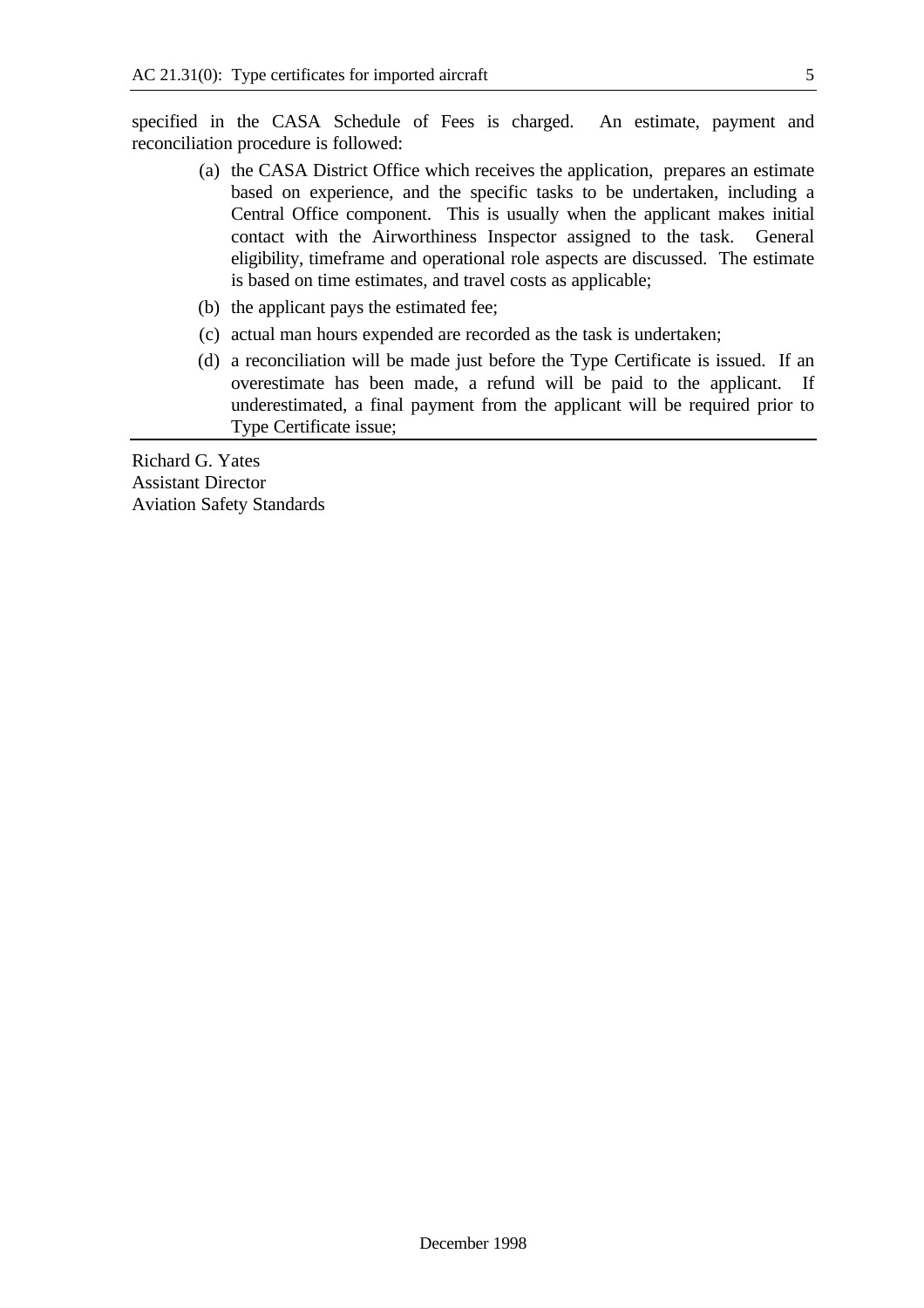specified in the CASA Schedule of Fees is charged. An estimate, payment and reconciliation procedure is followed:

(a) the CASA District Office which receives the application, prepares an estimate based on experience, and the specific tasks to be undertaken, including a Central Office component. This is usually when the applicant makes initial contact with the Airworthiness Inspector assigned to the task. General eligibility, timeframe and operational role aspects are discussed. The estimate is based on time estimates, and travel costs as applicable;

(b) the applicant pays the estimated fee;

(c) actual man hours expended are recorded as the task is undertaken;

(d) a reconciliation will be made just before the Type Certificate is issued. If an overestimate has been made, a refund will be paid to the applicant. If underestimated, a final payment from the applicant will be required prior to Type Certificate issue;

---

Richard G. Yates
Assistant Director
Aviation Safety Standards